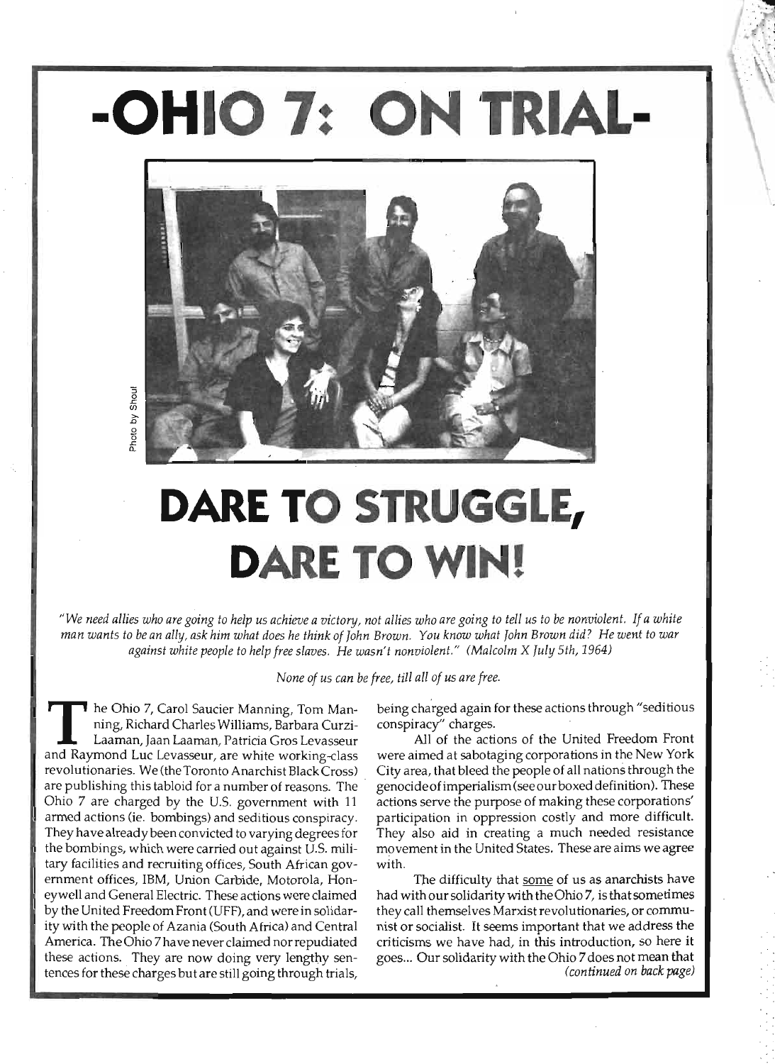# -OHIO 7: ON TRIAL-

Photo by Shoul

# DARE TO STRUGGLE, DARE TO WIN!

*"We need allies who are going to help us achieve a victory, not allies who are going to tell us to be nonviolent. If a white man wants to be an ally, ask him what does he think of John Brown. You know what John Brown did? He went to war against white people to help free slaves. He wasn't nonviolent." (Malcolm X July 5th, 1964)*

*None of us can be free, till all of us are free.*

The Ohio 7, Carol Saucier Manning, Tom Manning, Richard Charles Williams, Barbara Curzi-Laaman, Jaan Laaman, Patricia Gros Levasseur and Raymond Luc Levasseur, are white working-class revolutionaries. We (the Toronto Anarchist Black Cross) are publishing this tabloid for a number of reasons. The Ohio 7 are charged by the U.S. government with 11 armed actions (ie. bombings) and seditious conspiracy. They have already been convicted to varying degrees for the bombings, which were carried out against U.S. military facilities and recruiting offices, South African government offices, IBM, Union Carbide, Motorola, Honeywell and General Electric. These actions were claimed by the United Freedom Front (UFF), and were in solidarity with the people of Azania (South Africa) and Central America. The Ohio 7 have never claimed nor repudiated these actions. They are now doing very lengthy sentences for these charges but are still going through trials, being charged again for these actions through "seditious conspiracy" charges.

All of the actions of the United Freedom Front were aimed at sabotaging corporations in the New York City area, that bleed the people of all nations through the genocide of imperialism (see our boxed definition). These actions serve the purpose of making these corporations' participation in oppression costly and more difficult. They also aid in creating a much needed resistance movement in the United States. These are aims we agree with.

The difficulty that some of us as anarchists have had with our solidarity with the Ohio 7, is that sometimes they call themselves Marxist revolutionaries, or communist or socialist. It seems important that we address the criticisms we have had, in this introduction, so here it goes... Our solidarity with the Ohio 7 does not mean that

*(continued on back page)*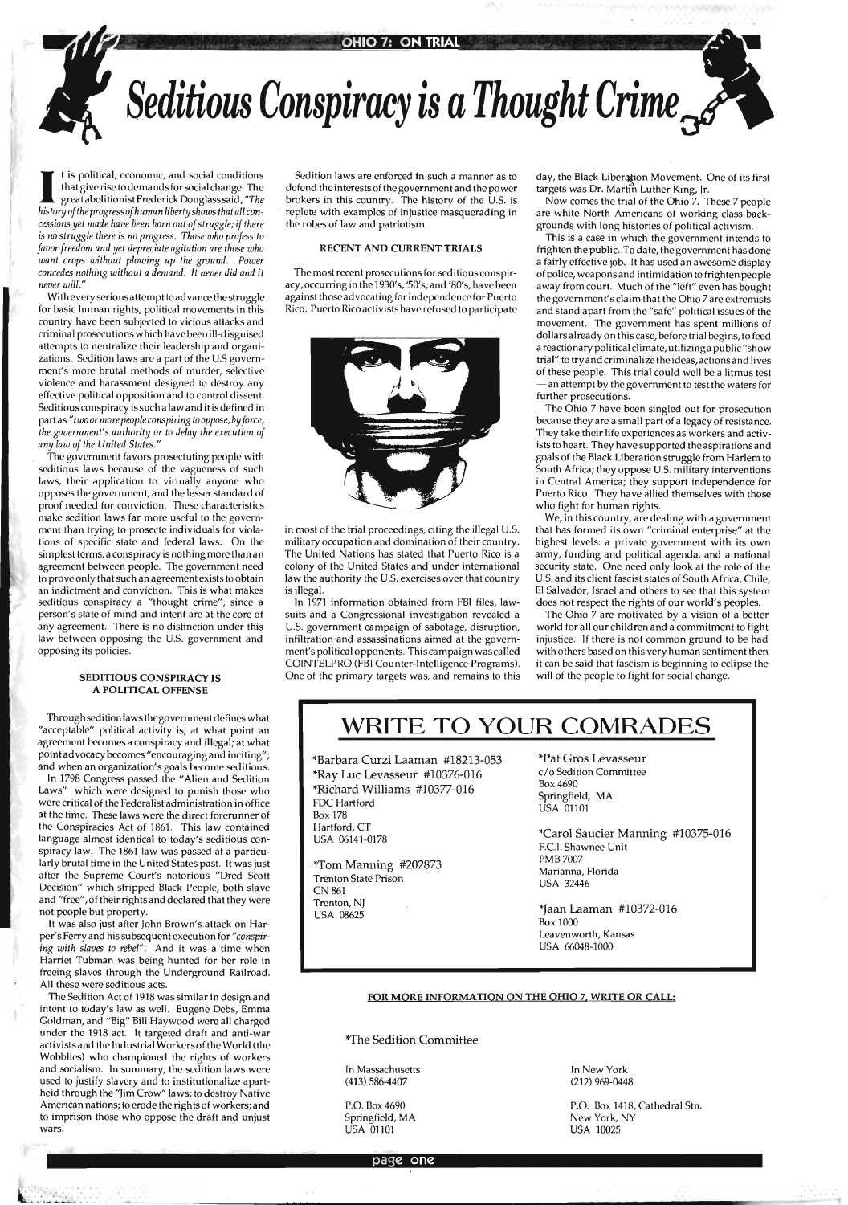OHIO 7: ON TRIAL

# Seditious Conspiracy is a Thought Crime

It is political, economic, and social conditions that give rise to demands for social change. The great abolitionist Frederick Douglass said, *"The history of the progress of human liberty shows that all concessions yet made have been born out of struggle; if there is no struggle there is no progress. Those who profess to favor freedom and yet depreciate agitation are those who want crops without plowing up the ground. Power concedes nothing without a demand. It never did and it never will."*

With every serious attempt to advance the struggle for basic human rights, political movements in this country have been subjected to vicious attacks and criminal prosecutions which have been ill-disguised attempts to neutralize their leadership and organizations. Sedition laws are a part of the U.S government's more brutal methods of murder, selective violence and harassment designed to destroy any effective political opposition and to control dissent. Seditious conspiracy is such a law and it is defined in part as *"two or more people conspiring to oppose, by force, the government's authority or to delay the execution of any law of the United States."*

The government favors prosecuting people with seditious laws because of the vagueness of such laws, their application to virtually anyone who opposes the government, and the lesser standard of proof needed for conviction. These characteristics make sedition laws far more useful to the government than trying to prosecte individuals for violations of specific state and federal laws. On the simplest terms, a conspiracy is nothing more than an agreement between people. The government need to prove only that such an agreement exists to obtain an indictment and conviction. This is what makes seditious conspiracy a "thought crime", since a person's state of mind and intent are at the core of any agreement. There is no distinction under this law between opposing the U.S. government and opposing its policies.

### SEDITIOUS CONSPIRACY IS A POLITICAL OFFENSE

Through sedition laws the government defines what "acceptable" political activity is; at what point an agreement becomes a conspiracy and illegal; at what point advocacy becomes "encouraging and inciting"; and when an organization's goals become seditious.

In 1798 Congress passed the "Alien and Sedition Laws" which were designed to punish those who were critical of the Federalist administration in office at the time. These laws were the direct forerunner of the Conspiracies Act of 1861. This law contained language almost identical to today's seditious conspiracy law. The 1861 law was passed at a particularly brutal time in the United States past. It was just after the Supreme Court's notorious "Dred Scott Decision" which stripped Black People, both slave and "free", of their rights and declared that they were not people but property.

It was also just after John Brown's attack on Harper's Ferry and his subsequent execution for *"conspiring with slaves to rebel"*. And it was a time when Harriet Tubman was being hunted for her role in freeing slaves through the Underground Railroad. All these were seditious acts.

The Sedition Act of 1918 was similar in design and intent to today's law as well. Eugene Debs, Emma Goldman, and "Big" Bill Haywood were all charged under the 1918 act. It targeted draft and anti-war activists and the Industrial Workers of the World (the Wobblies) who championed the rights of workers and socialism. In summary, the sedition laws were used to justify slavery and to institutionalize apartheid through the "Jim Crow" laws; to destroy Native American nations; to erode the rights of workers; and to imprison those who oppose the draft and unjust wars.

Sedition laws are enforced in such a manner as to defend the interests of the government and the power brokers in this country. The history of the U.S. is replete with examples of injustice masquerading in the robes of law and patriotism.

### RECENT AND CURRENT TRIALS

The most recent prosecutions for seditious conspiracy, occurring in the 1930's, '50's, and '80's, have been against those advocating for independence for Puerto Rico. Puerto Rico activists have refused to participate in most of the trial proceedings, citing the illegal U.S. military occupation and domination of their country. The United Nations has stated that Puerto Rico is a colony of the United States and under international law the authority the U.S. exercises over that country is illegal.

In 1971 information obtained from FBI files, lawsuits and a Congressional investigation revealed a U.S. government campaign of sabotage, disruption, infiltration and assassinations aimed at the government's political opponents. This campaign was called COINTELPRO (FBI Counter-Intelligence Programs). One of the primary targets was, and remains to this day, the Black Liberation Movement. One of its first targets was Dr. Martin Luther King, Jr.

Now comes the trial of the Ohio 7. These 7 people are white North Americans of working class backgrounds with long histories of political activism.

This is a case in which the government intends to frighten the public. To date, the government has done a fairly effective job. It has used an awesome display of police, weapons and intimidation to frighten people away from court. Much of the "left" even has bought the government's claim that the Ohio 7 are extremists and stand apart from the "safe" political issues of the movement. The government has spent millions of dollars already on this case, before trial begins, to feed a reactionary political climate, utilizing a public "show trial" to try and criminalize the ideas, actions and lives of these people. This trial could well be a litmus test — an attempt by the government to test the waters for further prosecutions.

The Ohio 7 have been singled out for prosecution because they are a small part of a legacy of resistance. They take their life experiences as workers and activists to heart. They have supported the aspirations and goals of the Black Liberation struggle from Harlem to South Africa; they oppose U.S. military interventions in Central America; they support independence for Puerto Rico. They have allied themselves with those who fight for human rights.

We, in this country, are dealing with a government that has formed its own "criminal enterprise" at the highest levels: a private government with its own army, funding and political agenda, and a national security state. One need only look at the role of the U.S. and its client fascist states of South Africa, Chile, El Salvador, Israel and others to see that this system does not respect the rights of our world's peoples.

The Ohio 7 are motivated by a vision of a better world for all our children and a commitment to fight injustice. If there is not common ground to be had with others based on this very human sentiment then it can be said that fascism is beginning to eclipse the will of the people to fight for social change.

## WRITE TO YOUR COMRADES

*Barbara Curzi Laaman #18213-053
*Ray Luc Levasseur #10376-016
*Richard Williams #10377-016
FDC Hartford
Box 178
Hartford, CT
USA 06141-0178

*Tom Manning #202873
Trenton State Prison
CN 861
Trenton, NJ
USA 08625

*Pat Gros Levasseur
c/o Sedition Committee
Box 4690
Springfield, MA
USA 01101

*Carol Saucier Manning #10375-016
F.C.I. Shawnee Unit
PMB 7007
Marianna, Florida
USA 32446

*Jaan Laaman #10372-016
Box 1000
Leavenworth, Kansas
USA 66048-1000

**FOR MORE INFORMATION ON THE OHIO 7, WRITE OR CALL:**

*The Sedition Committee

In Massachusetts
(413) 586-4407

P.O. Box 4690
Springfield, MA
USA 01101

In New York
(212) 969-0448

P.O. Box 1418, Cathedral Stn.
New York, NY
USA 10025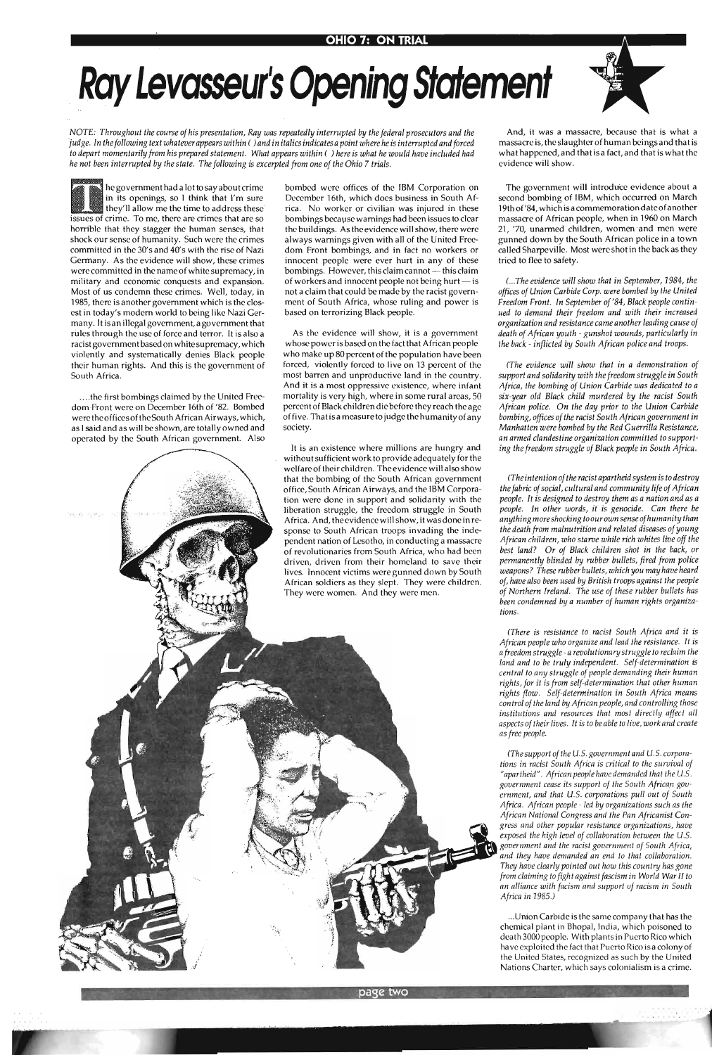# Ray Levasseur's Opening Statement

*NOTE: Throughout the course of his presentation, Ray was repeatedly interrupted by the federal prosecutors and the judge. In the following text whatever appears within ( ) and in italics indicates a point where he is interrupted and forced to depart momentarily from his prepared statement. What appears within ( ) here is what he would have included had he not been interrupted by the state. The following is excerpted from one of the Ohio 7 trials.*

The government had a lot to say about crime in its openings, so I think that I'm sure they'll allow me the time to address these issues of crime. To me, there are crimes that are so horrible that they stagger the human senses, that shock our sense of humanity. Such were the crimes committed in the 30's and 40's with the rise of Nazi Germany. As the evidence will show, these crimes were committed in the name of white supremacy, in military and economic conquests and expansion. Most of us condemn these crimes. Well, today, in 1985, there is another government which is the closest in today's modern world to being like Nazi Germany. It is an illegal government, a government that rules through the use of force and terror. It is also a racist government based on white supremacy, which violently and systematically denies Black people their human rights. And this is the government of South Africa.

....the first bombings claimed by the United Freedom Front were on December 16th of '82. Bombed were the offices of the South African Airways, which, as I said and as will be shown, are totally owned and operated by the South African government. Also bombed were offices of the IBM Corporation on December 16th, which does business in South Africa. No worker or civilian was injured in these bombings because warnings had been issues to clear the buildings. As the evidence will show, there were always warnings given with all of the United Freedom Front bombings, and in fact no workers or innocent people were ever hurt in any of these bombings. However, this claim cannot — this claim of workers and innocent people not being hurt — is not a claim that could be made by the racist government of South Africa, whose ruling and power is based on terrorizing Black people.

As the evidence will show, it is a government whose power is based on the fact that African people who make up 80 percent of the population have been forced, violently forced to live on 13 percent of the most barren and unproductive land in the country. And it is a most oppressive existence, where infant mortality is very high, where in some rural areas, 50 percent of Black children die before they reach the age of five. That is a measure to judge the humanity of any society.

It is an existence where millions are hungry and without sufficient work to provide adequately for the welfare of their children. The evidence will also show that the bombing of the South African government office, South African Airways, and the IBM Corporation were done in support and solidarity with the liberation struggle, the freedom struggle in South Africa. And, the evidence will show, it was done in response to South African troops invading the independent nation of Lesotho, in conducting a massacre of revolutionaries from South Africa, who had been driven, driven from their homeland to save their lives. Innocent victims were gunned down by South African soldiers as they slept. They were children. They were women. And they were men.

And, it was a massacre, because that is what a massacre is, the slaughter of human beings and that is what happened, and that is a fact, and that is what the evidence will show.

The government will introduce evidence about a second bombing of IBM, which occurred on March 19th of '84, which is a commemoration date of another massacre of African people, when in 1960 on March 21, '70, unarmed children, women and men were gunned down by the South African police in a town called Sharpeville. Most were shot in the back as they tried to flee to safety.

*(...The evidence will show that in September, 1984, the offices of Union Carbide Corp. were bombed by the United Freedom Front. In September of '84, Black people continued to demand their freedom and with their increased organization and resistance came another leading cause of death of African youth - gunshot wounds, particularly in the back - inflicted by South African police and troops.*

*(The evidence will show that in a demonstration of support and solidarity with the freedom struggle in South Africa, the bombing of Union Carbide was dedicated to a six-year old Black child murdered by the racist South African police. On the day prior to the Union Carbide bombing, offices of the racist South African government in Manhatten were bombed by the Red Guerrilla Resistance, an armed clandestine organization committed to supporting the freedom struggle of Black people in South Africa.*

*(The intention of the racist apartheid system is to destroy the fabric of social, cultural and community life of African people. It is designed to destroy them as a nation and as a people. In other words, it is genocide. Can there be anything more shocking to our own sense of humanity than the death from malnutrition and related diseases of young African children, who starve while rich whites live off the best land? Or of Black children shot in the back, or permanently blinded by rubber bullets, fired from police weapons? These rubber bullets, which you may have heard of, have also been used by British troops against the people of Northern Ireland. The use of these rubber bullets has been condemned by a number of human rights organizations.*

*(There is resistance to racist South Africa and it is African people who organize and lead the resistance. It is a freedom struggle - a revolutionary struggle to reclaim the land and to be truly independent. Self-determination is central to any struggle of people demanding their human rights, for it is from self-determination that other human rights flow. Self-determination in South Africa means control of the land by African people, and controlling those institutions and resources that most directly affect all aspects of their lives. It is to be able to live, work and create as free people.*

*(The support of the U.S. government and U.S. corporations in racist South Africa is critical to the survival of "apartheid". African people have demanded that the U.S. government cease its support of the South African government, and that U.S. corporations pull out of South Africa. African people - led by organizations such as the African National Congress and the Pan Africanist Congress and other popular resistance organizations, have exposed the high level of collaboration between the U.S. government and the racist government of South Africa, and they have demanded an end to that collaboration. They have clearly pointed out how this country has gone from claiming to fight against fascism in World War II to an alliance with facism and support of racism in South Africa in 1985.)*

...Union Carbide is the same company that has the chemical plant in Bhopal, India, which poisoned to death 3000 people. With plants in Puerto Rico which have exploited the fact that Puerto Rico is a colony of the United States, recognized as such by the United Nations Charter, which says colonialism is a crime.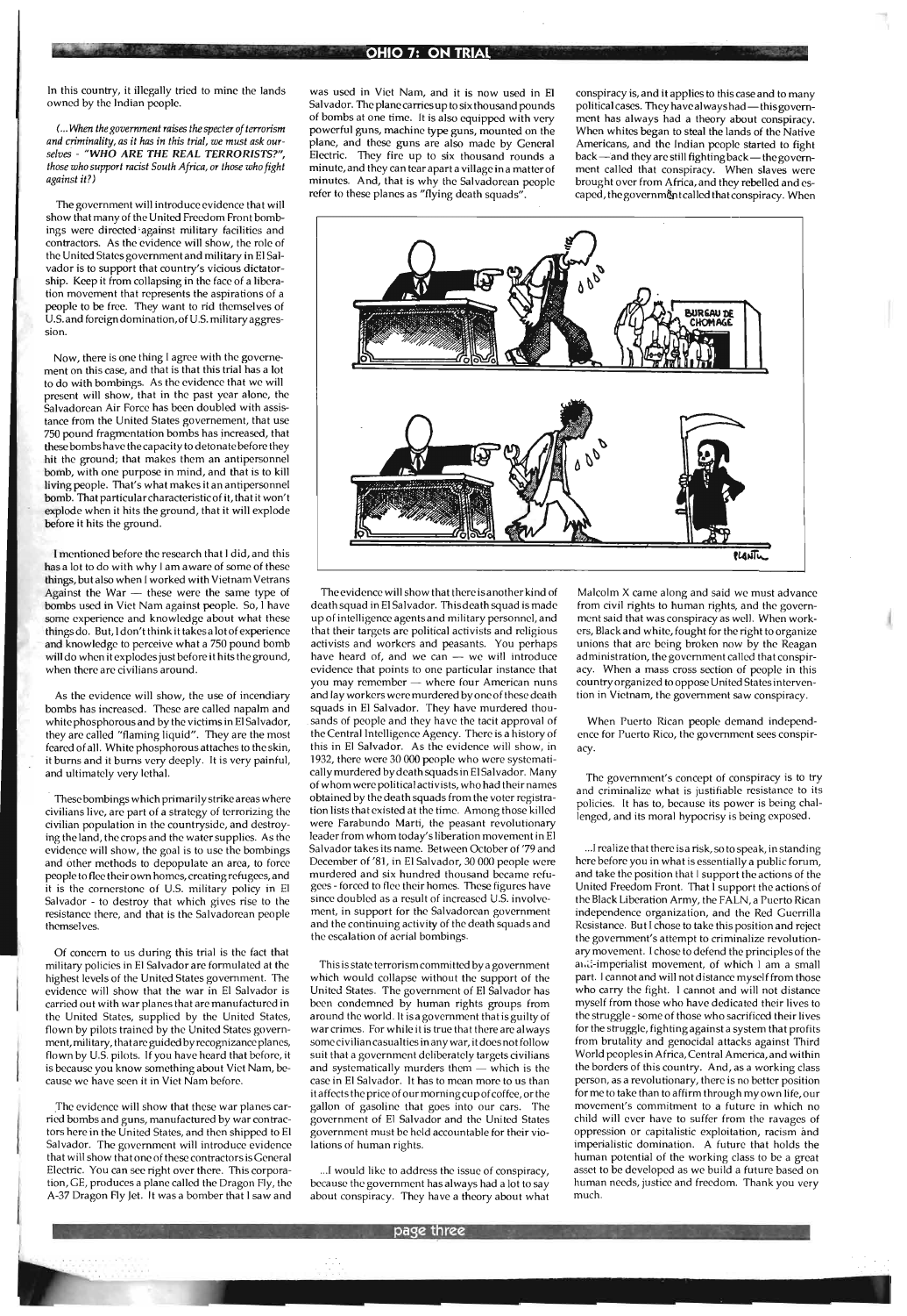In this country, it illegally tried to mine the lands owned by the Indian people.

*(...When the government raises the specter of terrorism and criminality, as it has in this trial, we must ask ourselves - **"WHO ARE THE REAL TERRORISTS?"**, those who support racist South Africa, or those who fight against it?)*

The government will introduce evidence that will show that many of the United Freedom Front bombings were directed against military facilities and contractors. As the evidence will show, the role of the United States government and military in El Salvador is to support that country's vicious dictatorship. Keep it from collapsing in the face of a liberation movement that represents the aspirations of a people to be free. They want to rid themselves of U.S. and foreign domination, of U.S. military aggression.

Now, there is one thing I agree with the governement on this case, and that is that this trial has a lot to do with bombings. As the evidence that we will present will show, that in the past year alone, the Salvadorean Air Force has been doubled with assistance from the United States governement, that use 750 pound fragmentation bombs has increased, that these bombs have the capacity to detonate before they hit the ground; that makes them an antipersonnel bomb, with one purpose in mind, and that is to kill living people. That's what makes it an antipersonnel bomb. That particular characteristic of it, that it won't explode when it hits the ground, that it will explode before it hits the ground.

I mentioned before the research that I did, and this has a lot to do with why I am aware of some of these things, but also when I worked with Vietnam Vetrans Against the War — these were the same type of bombs used in Viet Nam against people. So, I have some experience and knowledge about what these things do. But, I don't think it takes a lot of experience and knowledge to perceive what a 750 pound bomb will do when it explodes just before it hits the ground, when there are civilians around.

As the evidence will show, the use of incendiary bombs has increased. These are called napalm and white phosphorous and by the victims in El Salvador, they are called "flaming liquid". They are the most feared of all. White phosphorous attaches to the skin, it burns and it burns very deeply. It is very painful, and ultimately very lethal.

These bombings which primarily strike areas where civilians live, are part of a strategy of terrorizing the civilian population in the countryside, and destroying the land, the crops and the water supplies. As the evidence will show, the goal is to use the bombings and other methods to depopulate an area, to force people to flee their own homes, creating refugees, and it is the cornerstone of U.S. military policy in El Salvador - to destroy that which gives rise to the resistance there, and that is the Salvadorean people themselves.

Of concern to us during this trial is the fact that military policies in El Salvador are formulated at the highest levels of the United States government. The evidence will show that the war in El Salvador is carried out with war planes that are manufactured in the United States, supplied by the United States, flown by pilots trained by the United States government, military, that are guided by recognizance planes, flown by U.S. pilots. If you have heard that before, it is because you know something about Viet Nam, because we have seen it in Viet Nam before.

The evidence will show that these war planes carried bombs and guns, manufactured by war contractors here in the United States, and then shipped to El Salvador. The government will introduce evidence that will show that one of these contractors is General Electric. You can see right over there. This corporation, GE, produces a plane called the Dragon Fly, the A-37 Dragon Fly Jet. It was a bomber that I saw and was used in Viet Nam, and it is now used in El Salvador. The plane carries up to six thousand pounds of bombs at one time. It is also equipped with very powerful guns, machine type guns, mounted on the plane, and these guns are also made by General Electric. They fire up to six thousand rounds a minute, and they can tear apart a village in a matter of minutes. And, that is why the Salvadorean people refer to these planes as "flying death squads".

The evidence will show that there is another kind of death squad in El Salvador. This death squad is made up of intelligence agents and military personnel, and that their targets are political activists and religious activists and workers and peasants. You perhaps have heard of, and we can — we will introduce evidence that points to one particular instance that you may remember — where four American nuns and lay workers were murdered by one of these death squads in El Salvador. They have murdered thousands of people and they have the tacit approval of the Central Intelligence Agency. There is a history of this in El Salvador. As the evidence will show, in 1932, there were 30 000 people who were systematically murdered by death squads in El Salvador. Many of whom were political activists, who had their names obtained by the death squads from the voter registration lists that existed at the time. Among those killed were Farabundo Marti, the peasant revolutionary leader from whom today's liberation movement in El Salvador takes its name. Between October of '79 and December of '81, in El Salvador, 30 000 people were murdered and six hundred thousand became refugees - forced to flee their homes. These figures have since doubled as a result of increased U.S. involvement, in support for the Salvadorean government and the continuing activity of the death squads and the escalation of aerial bombings.

This is state terrorism committed by a government which would collapse without the support of the United States. The government of El Salvador has been condemned by human rights groups from around the world. It is a government that is guilty of war crimes. For while it is true that there are always some civilian casualties in any war, it does not follow suit that a government deliberately targets civilians and systematically murders them — which is the case in El Salvador. It has to mean more to us than it affects the price of our morning cup of coffee, or the gallon of gasoline that goes into our cars. The government of El Salvador and the United States government must be held accountable for their violations of human rights.

...I would like to address the issue of conspiracy, because the government has a lot to say about conspiracy. They have a theory about what conspiracy is, and it applies to this case and to many political cases. They have always had — this government has always had a theory about conspiracy. When whites began to steal the lands of the Native Americans, and the Indian people started to fight back — and they are still fighting back — the government called that conspiracy. When slaves were brought over from Africa, and they rebelled and escaped, the government called that conspiracy. When Malcolm X came along and said we must advance from civil rights to human rights, and the government said that was conspiracy as well. When workers, Black and white, fought for the right to organize unions that are being broken now by the Reagan administration, the government called that conspiracy. When a mass cross section of people in this country organized to oppose United States intervention in Vietnam, the government saw conspiracy.

When Puerto Rican people demand independence for Puerto Rico, the government sees conspiracy.

The government's concept of conspiracy is to try and criminalize what is justifiable resistance to its policies. It has to, because its power is being challenged, and its moral hypocrisy is being exposed.

...I realize that there is a risk, so to speak, in standing here before you in what is essentially a public forum, and take the position that I support the actions of the United Freedom Front. That I support the actions of the Black Liberation Army, the FALN, a Puerto Rican independence organization, and the Red Guerrilla Resistance. But I chose to take this position and reject the government's attempt to criminalize revolutionary movement. I chose to defend the principles of the anti-imperialist movement, of which I am a small part. I cannot and will not distance myself from those who carry the fight. I cannot and will not distance myself from those who have dedicated their lives to the struggle - some of those who sacrificed their lives for the struggle, fighting against a system that profits from brutality and genocidal attacks against Third World peoples in Africa, Central America, and within the borders of this country. And, as a working class person, as a revolutionary, there is no better position for me to take than to affirm through my own life, our movement's commitment to a future in which no child will ever have to suffer from the ravages of oppression or capitalistic exploitation, racism and imperialistic domination. A future that holds the human potential of the working class to be a great asset to be developed as we build a future based on human needs, justice and freedom. Thank you very much.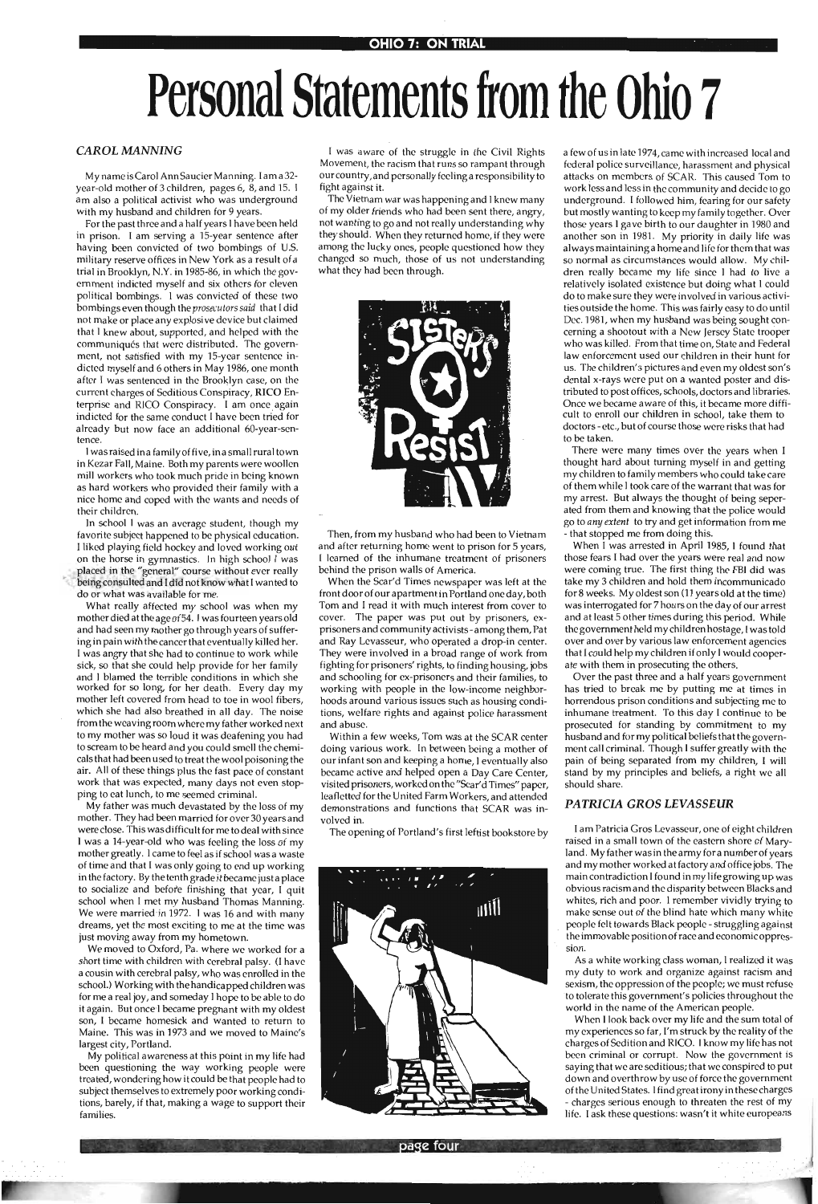# Personal Statements from the Ohio 7

## CAROL MANNING

My name is Carol Ann Saucier Manning. I am a 32-year-old mother of 3 children, pages 6, 8, and 15. I am also a political activist who was underground with my husband and children for 9 years.

For the past three and a half years I have been held in prison. I am serving a 15-year sentence after having been convicted of two bombings of U.S. military reserve offices in New York as a result of a trial in Brooklyn, N.Y. in 1985-86, in which the government indicted myself and six others for eleven political bombings. I was convicted of these two bombings even though the *prosecutors said* that I did not make or place any explosive device but claimed that I knew about, supported, and helped with the communiqués that were distributed. The government, not satisfied with my 15-year sentence indicted myself and 6 others in May 1986, one month after I was sentenced in the Brooklyn case, on the current charges of Seditious Conspiracy, RICO Enterprise and RICO Conspiracy. I am once again indicted for the same conduct I have been tried for already but now face an additional 60-year-sentence.

I was raised in a family of five, in a small rural town in Kezar Fall, Maine. Both my parents were woollen mill workers who took much pride in being known as hard workers who provided their family with a nice home and coped with the wants and needs of their children.

In school I was an average student, though my favorite subject happened to be physical education. I liked playing field hockey and loved working out on the horse in gymnastics. In high school I was placed in the "general" course without ever really being consulted and I did not know what I wanted to do or what was available for me.

What really affected my school was when my mother died at the age of 54. I was fourteen years old and had seen my mother go through years of suffering in pain with the cancer that eventually killed her. I was angry that she had to continue to work while sick, so that she could help provide for her family and I blamed the terrible conditions in which she worked for so long, for her death. Every day my mother left covered from head to toe in wool fibers, which she had also breathed in all day. The noise from the weaving room where my father worked next to my mother was so loud it was deafening you had to scream to be heard and you could smell the chemicals that had been used to treat the wool poisoning the air. All of these things plus the fast pace of constant work that was expected, many days not even stopping to eat lunch, to me seemed criminal.

My father was much devastated by the loss of my mother. They had been married for over 30 years and were close. This was difficult for me to deal with since I was a 14-year-old who was feeling the loss of my mother greatly. I came to feel as if school was a waste of time and that I was only going to end up working in the factory. By the tenth grade it became just a place to socialize and before finishing that year, I quit school when I met my husband Thomas Manning. We were married in 1972. I was 16 and with many dreams, yet the most exciting to me at the time was just moving away from my hometown.

We moved to Oxford, Pa. where we worked for a short time with children with cerebral palsy. (I have a cousin with cerebral palsy, who was enrolled in the school.) Working with the handicapped children was for me a real joy, and someday I hope to be able to do it again. But once I became pregnant with my oldest son, I became homesick and wanted to return to Maine. This was in 1973 and we moved to Maine's largest city, Portland.

My political awareness at this point in my life had been questioning the way working people were treated, wondering how it could be that people had to subject themselves to extremely poor working conditions, barely, if that, making a wage to support their families.

I was aware of the struggle in the Civil Rights Movement, the racism that runs so rampant through our country, and personally feeling a responsibility to fight against it.

The Vietnam war was happening and I knew many of my older friends who had been sent there, angry, not wanting to go and not really understanding why they should. When they returned home, if they were among the lucky ones, people questioned how they changed so much, those of us not understanding what they had been through.

Then, from my husband who had been to Vietnam and after returning home went to prison for 5 years, I learned of the inhumane treatment of prisoners behind the prison walls of America.

When the Scar'd Times newspaper was left at the front door of our apartment in Portland one day, both Tom and I read it with much interest from cover to cover. The paper was put out by prisoners, ex-prisoners and community activists - among them, Pat and Ray Levasseur, who operated a drop-in center. They were involved in a broad range of work from fighting for prisoners' rights, to finding housing, jobs and schooling for ex-prisoners and their families, to working with people in the low-income neighborhoods around various issues such as housing conditions, welfare rights and against police harassment and abuse.

Within a few weeks, Tom was at the SCAR center doing various work. In between being a mother of our infant son and keeping a home, I eventually also became active and helped open a Day Care Center, visited prisoners, worked on the "Scar'd Times" paper, leafletted for the United Farm Workers, and attended demonstrations and functions that SCAR was involved in.

The opening of Portland's first leftist bookstore by a few of us in late 1974, came with increased local and federal police surveillance, harassment and physical attacks on members of SCAR. This caused Tom to work less and less in the community and decide to go underground. I followed him, fearing for our safety but mostly wanting to keep my family together. Over those years I gave birth to our daughter in 1980 and another son in 1981. My priority in daily life was always maintaining a home and life for them that was so normal as circumstances would allow. My children really became my life since I had to live a relatively isolated existence but doing what I could do to make sure they were involved in various activities outside the home. This was fairly easy to do until Dec. 1981, when my husband was being sought concerning a shootout with a New Jersey State trooper who was killed. From that time on, State and Federal law enforcement used our children in their hunt for us. The children's pictures and even my oldest son's dental x-rays were put on a wanted poster and distributed to post offices, schools, doctors and libraries. Once we became aware of this, it became more difficult to enroll our children in school, take them to doctors - etc., but of course those were risks that had to be taken.

There were many times over the years when I thought hard about turning myself in and getting my children to family members who could take care of them while I took care of the warrant that was for my arrest. But always the thought of being seperated from them and knowing that the police would go to *any extent* to try and get information from me - that stopped me from doing this.

When I was arrested in April 1985, I found that those fears I had over the years were real and now were coming true. The first thing the FBI did was take my 3 children and hold them incommunicado for 8 weeks. My oldest son (11 years old at the time) was interrogated for 7 hours on the day of our arrest and at least 5 other times during this period. While the government held my children hostage, I was told over and over by various law enforcement agencies that I could help my children if only I would cooperate with them in prosecuting the others.

Over the past three and a half years government has tried to break me by putting me at times in horrendous prison conditions and subjecting me to inhumane treatment. To this day I continue to be prosecuted for standing by commitment to my husband and for my political beliefs that the government call criminal. Though I suffer greatly with the pain of being separated from my children, I will stand by my principles and beliefs, a right we all should share.

## PATRICIA GROS LEVASSEUR

I am Patricia Gros Levasseur, one of eight children raised in a small town of the eastern shore of Maryland. My father was in the army for a number of years and my mother worked at factory and office jobs. The main contradiction I found in my life growing up was obvious racism and the disparity between Blacks and whites, rich and poor. I remember vividly trying to make sense out of the blind hate which many white people felt towards Black people - struggling against the immovable position of race and economic oppression.

As a white working class woman, I realized it was my duty to work and organize against racism and sexism, the oppression of the people; we must refuse to tolerate this government's policies throughout the world in the name of the American people.

When I look back over my life and the sum total of my experiences so far, I'm struck by the reality of the charges of Sedition and RICO. I know my life has not been criminal or corrupt. Now the government is saying that we are seditious; that we conspired to put down and overthrow by use of force the government of the United States. I find great irony in these charges - charges serious enough to threaten the rest of my life. I ask these questions: wasn't it white europeans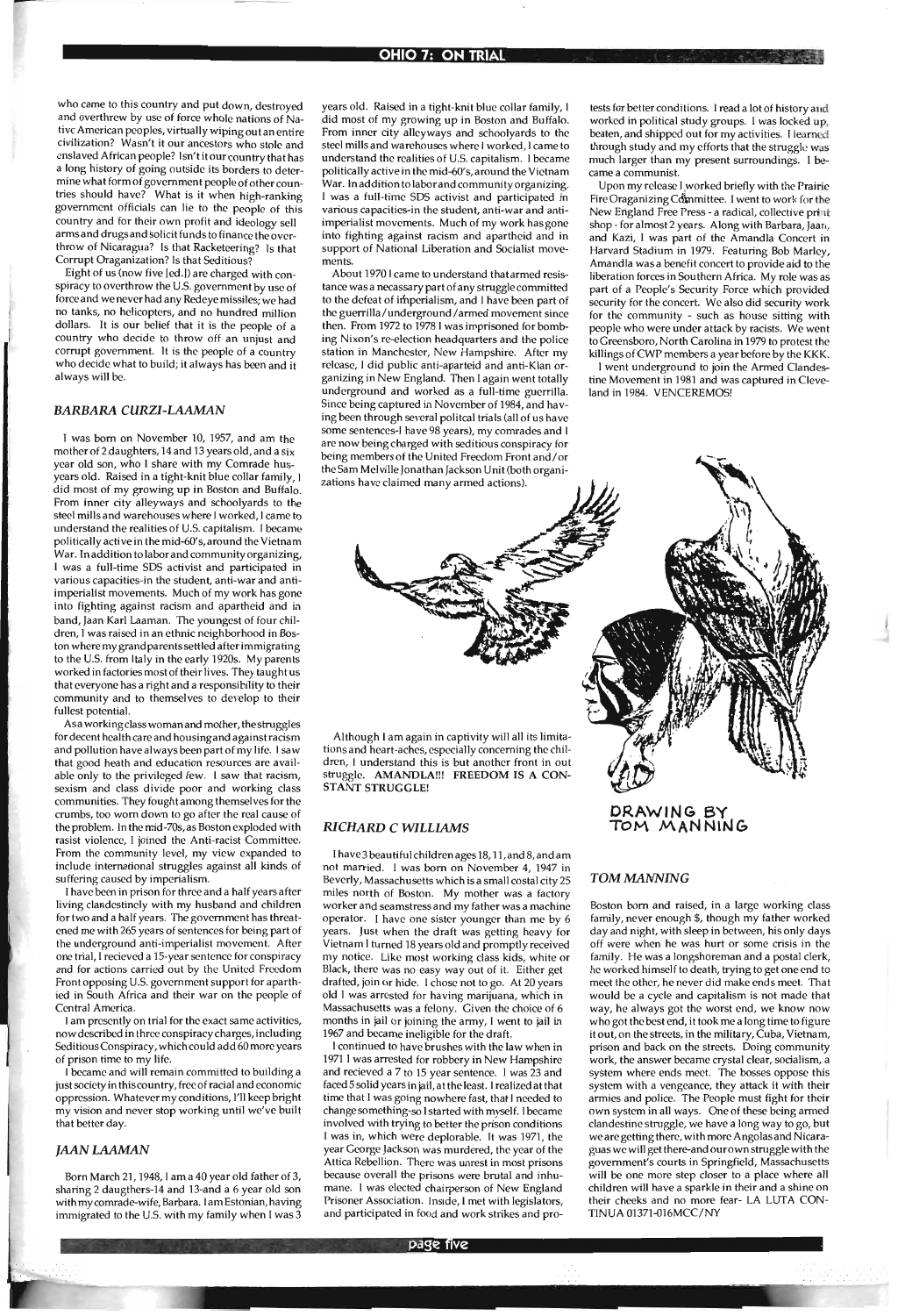who came to this country and put down, destroyed and overthrew by use of force whole nations of Native American peoples, virtually wiping out an entire civilization? Wasn't it our ancestors who stole and enslaved African people? Isn't it our country that has a long history of going outside its borders to determine what form of government people of other countries should have? What is it when high-ranking government officials can lie to the people of this country and for their own profit and ideology sell arms and drugs and solicit funds to finance the overthrow of Nicaragua? Is that Racketeering? Is that Corrupt Oraganization? Is that Seditious?

Eight of us (now five [ed.]) are charged with conspiracy to overthrow the U.S. government by use of force and we never had any Redeye missiles; we had no tanks, no helicopters, and no hundred million dollars. It is our belief that it is the people of a country who decide to throw off an unjust and corrupt government. It is the people of a country who decide what to build; it always has been and it always will be.

### *BARBARA CURZI-LAAMAN*

I was born on November 10, 1957, and am the mother of 2 daughters, 14 and 13 years old, and a six year old son, who I share with my Comrade husyears old. Raised in a tight-knit blue collar family, I did most of my growing up in Boston and Buffalo. From inner city alleyways and schoolyards to the steel mills and warehouses where I worked, I came to understand the realities of U.S. capitalism. I became politically active in the mid-60's, around the Vietnam War. In addition to labor and community organizing, I was a full-time SDS activist and participated in various capacities-in the student, anti-war and anti-imperialist movements. Much of my work has gone into fighting against racism and apartheid and in band, Jaan Karl Laaman. The youngest of four children, I was raised in an ethnic neighborhood in Boston where my grandparents settled after immigrating to the U.S. from Italy in the early 1920s. My parents worked in factories most of their lives. They taught us that everyone has a right and a responsibility to their community and to themselves to develop to their fullest potential.

As a working class woman and mother, the struggles for decent health care and housing and against racism and pollution have always been part of my life. I saw that good heath and education resources are available only to the privileged few. I saw that racism, sexism and class divide poor and working class communities. They fought among themselves for the crumbs, too worn down to go after the real cause of the problem. In the mid-70s, as Boston exploded with rasist violence, I joined the Anti-racist Committee. From the community level, my view expanded to include international struggles against all kinds of suffering caused by imperialism.

I have been in prison for three and a half years after living clandestinely with my husband and children for two and a half years. The government has threatened me with 265 years of sentences for being part of the underground anti-imperialist movement. After one trial, I recieved a 15-year sentence for conspiracy and for actions carried out by the United Freedom Front opposing U.S. government support for aparthied in South Africa and their war on the people of Central America.

I am presently on trial for the exact same activities, now described in three conspiracy charges, including Seditious Conspiracy, which could add 60 more years of prison time to my life.

I became and will remain committed to building a just society in this country, free of racial and economic oppression. Whatever my conditions, I'll keep bright my vision and never stop working until we've built that better day.

### *JAAN LAAMAN*

Born March 21, 1948, I am a 40 year old father of 3, sharing 2 daugthers-14 and 13-and a 6 year old son with my comrade-wife, Barbara. I am Estonian, having immigrated to the U.S. with my family when I was 3 years old. Raised in a tight-knit blue collar family, I did most of my growing up in Boston and Buffalo. From inner city alleyways and schoolyards to the steel mills and warehouses where I worked, I came to understand the realities of U.S. capitalism. I became politically active in the mid-60's, around the Vietnam War. In addition to labor and community organizing, I was a full-time SDS activist and participated in various capacities-in the student, anti-war and anti-imperialist movements. Much of my work has gone into fighting against racism and apartheid and in support of National Liberation and Socialist movements.

About 1970 I came to understand that armed resistance was a necassary part of any struggle committed to the defeat of imperialism, and I have been part of the guerrilla/underground/armed movement since then. From 1972 to 1978 I was imprisoned for bombing Nixon's re-election headquarters and the police station in Manchester, New Hampshire. After my release, I did public anti-aparteid and anti-Klan organizing in New England. Then I again went totally underground and worked as a full-time guerrilla. Since being captured in November of 1984, and having been through several politcal trials (all of us have some sentences-I have 98 years), my comrades and I are now being charged with seditious conspiracy for being members of the United Freedom Front and/or the Sam Melville Jonathan Jackson Unit (both organizations have claimed many armed actions).

Although I am again in captivity will all its limitations and heart-aches, especially concerning the children, I understand this is but another front in out struggle. **AMANDLA!!! FREEDOM IS A CONSTANT STRUGGLE!**

### *RICHARD C WILLIAMS*

I have 3 beautiful children ages 18, 11, and 8, and am not married. I was born on November 4, 1947 in Beverly, Massachusetts which is a small costal city 25 miles north of Boston. My mother was a factory worker and seamstress and my father was a machine operator. I have one sister younger than me by 6 years. Just when the draft was getting heavy for Vietnam I turned 18 years old and promptly recieved my notice. Like most working class kids, white or Black, there was no easy way out of it. Either get drafted, join or hide. I chose not to go. At 20 years old I was arrested for having marijuana, which in Massachusetts was a felony. Given the choice of 6 months in jail or joining the army, I went to jail in 1967 and became ineligible for the draft.

I continued to have brushes with the law when in 1971 I was arrested for robbery in New Hampshire and recieved a 7 to 15 year sentence. I was 23 and faced 5 solid years in jail, at the least. I realized at that time that I was going nowhere fast, that I needed to change something-so I started with myself. I became involved with trying to better the prison conditions I was in, which were deplorable. It was 1971, the year George Jackson was murdered, the year of the Attica Rebellion. There was unrest in most prisons because overall the prisons were brutal and inhumane. I was elected chairperson of New England Prisoner Association. Inside, I met with legislators, and participated in food and work strikes and protests for better conditions. I read a lot of history and worked in political study groups. I was locked up, beaten, and shipped out for my activities. I learned through study and my efforts that the struggle was much larger than my present surroundings. I became a communist.

Upon my release I worked briefly with the Prairie Fire Oraganizing Committee. I went to work for the New England Free Press - a radical, collective print shop - for almost 2 years. Along with Barbara, Jaan, and Kazi, I was part of the Amandla Concert in Harvard Stadium in 1979. Featuring Bob Marley, Amandla was a benefit concert to provide aid to the liberation forces in Southern Africa. My role was as part of a People's Security Force which provided security for the concert. We also did security work for the community - such as house sitting with people who were under attack by racists. We went to Greensboro, North Carolina in 1979 to protest the killings of CWP members a year before by the KKK.

I went underground to join the Armed Clandestine Movement in 1981 and was captured in Cleveland in 1984. VENCEREMOS!

DRAWING BY TOM MANNING

### *TOM MANNING*

Boston born and raised, in a large working class family, never enough $, though my father worked day and night, with sleep in between, his only days off were when he was hurt or some crisis in the family. He was a longshoreman and a postal clerk, he worked himself to death, trying to get one end to meet the other, he never did make ends meet. That would be a cycle and capitalism is not made that way, he always got the worst end, we know now who got the best end, it took me a long time to figure it out, on the streets, in the military, Cuba, Vietnam, prison and back on the streets. Doing community work, the answer became crystal clear, socialism, a system where ends meet. The bosses oppose this system with a vengeance, they attack it with their armies and police. The People must fight for their own system in all ways. One of these being armed clandestine struggle, we have a long way to go, but we are getting there, with more Angolas and Nicaraguas we will get there-and our own struggle with the government's courts in Springfield, Massachusetts will be one more step closer to a place where all children will have a sparkle in their and a shine on their cheeks and no more fear- LA LUTA CONTINUA 01371-016MCC/NY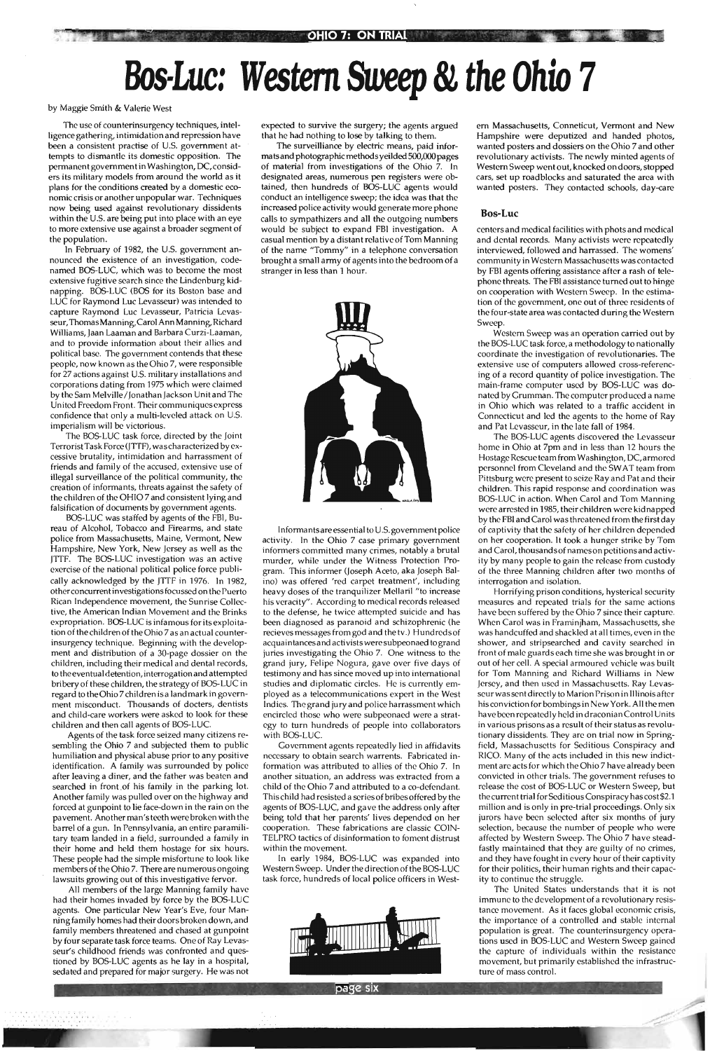# Bos-Luc: Western Sweep & the Ohio 7

by Maggie Smith & Valerie West

The use of counterinsurgency techniques, intelligence gathering, intimidation and repression have been a consistent practise of U.S. government attempts to dismantle its domestic opposition. The permanent government in Washington, DC, considers its military models from around the world as it plans for the conditions created by a domestic economic crisis or another unpopular war. Techniques now being used against revolutionary dissidents within the U.S. are being put into place with an eye to more extensive use against a broader segment of the population.

In February of 1982, the U.S. government announced the existence of an investigation, codenamed BOS-LUC, which was to become the most extensive fugitive search since the Lindenburg kidnapping. BOS-LUC (BOS for its Boston base and LUC for Raymond Luc Levasseur) was intended to capture Raymond Luc Levasseur, Patricia Levasseur, Thomas Manning, Carol Ann Manning, Richard Williams, Jaan Laaman and Barbara Curzi-Laaman, and to provide information about their allies and political base. The government contends that these people, now known as the Ohio 7, were responsible for 27 actions against U.S. military installations and corporations dating from 1975 which were claimed by the Sam Melville/Jonathan Jackson Unit and The United Freedom Front. Their communiques express confidence that only a multi-leveled attack on U.S. imperialism will be victorious.

The BOS-LUC task force, directed by the Joint Terrorist Task Force (JTTF), was characterized by excessive brutality, intimidation and harrassment of friends and family of the accused, extensive use of illegal surveillance of the political community, the creation of informants, threats against the safety of the children of the OHIO 7 and consistent lying and falsification of documents by government agents.

BOS-LUC was staffed by agents of the FBI, Bureau of Alcohol, Tobacco and Firearms, and state police from Massachusetts, Maine, Vermont, New Hampshire, New York, New Jersey as well as the JTTF. The BOS-LUC investigation was an active exercise of the national political police force publically acknowledged by the JTTF in 1976. In 1982, other concurrent investigations focussed on the Puerto Rican Independence movement, the Sunrise Collective, the American Indian Movement and the Brinks expropriation. BOS-LUC is infamous for its exploitation of the children of the Ohio 7 as an actual counterinsurgency technique. Beginning with the development and distribution of a 30-page dossier on the children, including their medical and dental records, to the eventual detention, interrogation and attempted bribery of these children, the strategy of BOS-LUC in regard to the Ohio 7 children is a landmark in government misconduct. Thousands of docters, dentists and child-care workers were asked to look for these children and then call agents of BOS-LUC.

Agents of the task force seized many citizens resembling the Ohio 7 and subjected them to public humiliation and physical abuse prior to any positive identification. A family was surrounded by police after leaving a diner, and the father was beaten and searched in front of his family in the parking lot. Another family was pulled over on the highway and forced at gunpoint to lie face-down in the rain on the pavement. Another man's teeth were broken with the barrel of a gun. In Pennsylvania, an entire paramilitary team landed in a field, surrounded a family in their home and held them hostage for six hours. These people had the simple misfortune to look like members of the Ohio 7. There are numerous ongoing lawsuits growing out of this investigative fervor.

All members of the large Manning family have had their homes invaded by force by the BOS-LUC agents. One particular New Year's Eve, four Manning family homes had their doors broken down, and family members threatened and chased at gunpoint by four separate task force teams. One of Ray Levasseur's childhood friends was confronted and questioned by BOS-LUC agents as he lay in a hospital, sedated and prepared for major surgery. He was not expected to survive the surgery; the agents argued that he had nothing to lose by talking to them.

The surveillance by electric means, paid informats and photographic methods yeilded 500,000 pages of material from investigations of the Ohio 7. In designated areas, numerous pen registers were obtained, then hundreds of BOS-LUC agents would conduct an intelligence sweep; the idea was that the increased police activity would generate more phone calls to sympathizers and all the outgoing numbers would be subject to expand FBI investigation. A casual mention by a distant relative of Tom Manning of the name "Tommy" in a telephone conversation brought a small army of agents into the bedroom of a stranger in less than 1 hour.

Informants are essential to U.S. government police activity. In the Ohio 7 case primary government informers committed many crimes, notably a brutal murder, while under the Witness Protection Program. This informer (Joseph Aceto, aka Joseph Balino) was offered 'red carpet treatment', including heavy doses of the tranquilizer Mellaril "to increase his veracity". According to medical records released to the defense, he twice attempted suicide and has been diagnosed as paranoid and schizophrenic (he recieves messages from god and the tv.) Hundreds of acquaintances and activists were subpoenaed to grand juries investigating the Ohio 7. One witness to the grand jury, Felipe Nogura, gave over five days of testimony and has since moved up into international studies and diplomatic circles. He is currently employed as a telecommunications expert in the West Indies. The grand jury and police harrassment which encircled those who were subpoenaed were a strategy to turn hundreds of people into collaborators with BOS-LUC.

Government agents repeatedly lied in affidavits necessary to obtain search warrants. Fabricated information was attributed to allies of the Ohio 7. In another situation, an address was extracted from a child of the Ohio 7 and attributed to a co-defendant. This child had resisted a series of bribes offered by the agents of BOS-LUC, and gave the address only after being told that her parents' lives depended on her cooperation. These fabrications are classic COINTELPRO tactics of disinformation to foment distrust within the movement.

In early 1984, BOS-LUC was expanded into Western Sweep. Under the direction of the BOS-LUC task force, hundreds of local police officers in Western Massachusetts, Conneticut, Vermont and New Hampshire were deputized and handed photos, wanted posters and dossiers on the Ohio 7 and other revolutionary activists. The newly minted agents of Western Sweep went out, knocked on doors, stopped cars, set up roadblocks and saturated the area with wanted posters. They contacted schools, day-care centers and medical facilities with phots and medical and dental records. Many activists were repeatedly interviewed, followed and harrassed. The womens' community in Western Massachusetts was contacted by FBI agents offering assistance after a rash of telephone threats. The FBI assistance turned out to hinge on cooperation with Western Sweep. In the estimation of the government, one out of three residents of the four-state area was contacted during the Western Sweep.

## Bos-Luc

Western Sweep was an operation carried out by the BOS-LUC task force, a methodology to nationally coordinate the investigation of revolutionaries. The extensive use of computers allowed cross-referencing of a record quantity of police investigation. The main-frame computer used by BOS-LUC was donated by Grumman. The computer produced a name in Ohio which was related to a traffic accident in Connecticut and led the agents to the home of Ray and Pat Levasseur, in the late fall of 1984.

The BOS-LUC agents discovered the Levasseur home in Ohio at 7pm and in less than 12 hours the Hostage Rescue team from Washington, DC, armored personnel from Cleveland and the SWAT team from Pittsburg were present to seize Ray and Pat and their children. This rapid response and coordination was BOS-LUC in action. When Carol and Tom Manning were arrested in 1985, their children were kidnapped by the FBI and Carol was threatened from the first day of captivity that the safety of her children depended on her cooperation. It took a hunger strike by Tom and Carol, thousands of names on petitions and activity by many people to gain the release from custody of the three Manning children after two months of interrogation and isolation.

Horrifying prison conditions, hysterical security measures and repeated trials for the same actions have been suffered by the Ohio 7 since their capture. When Carol was in Framinjham, Massachusetts, she was handcuffed and shackled at all times, even in the shower, and stripsearched and cavity searched in front of male guards each time she was brought in or out of her cell. A special armoured vehicle was built for Tom Manning and Richard Williams in New Jersey, and then used in Massachusetts. Ray Levasseur was sent directly to Marion Prison in Illinois after his conviction for bombings in New York. All the men have been repeatedly held in draconian Control Units in various prisons as a result of their status as revolutionary dissidents. They are on trial now in Springfield, Massachusetts for Seditious Conspiracy and RICO. Many of the acts included in this new indictment are acts for which the Ohio 7 have already been convicted in other trials. The government refuses to release the cost of BOS-LUC or Western Sweep, but the current trial for Seditious Conspiracy has cost $2.1 million and is only in pre-trial proceedings. Only six jurors have been selected after six months of jury selection, because the number of people who were affected by Western Sweep. The Ohio 7 have steadfastly maintained that they are guilty of no crimes, and they have fought in every hour of their captivity for their politics, their human rights and their capacity to continue the struggle.

The United States understands that it is not immune to the development of a revolutionary resistance movement. As it faces global economic crisis, the importance of a controlled and stable internal population is great. The counterinsurgency operations used in BOS-LUC and Western Sweep gained the capture of individuals within the resistance movement, but primarily established the infrastructure of mass control.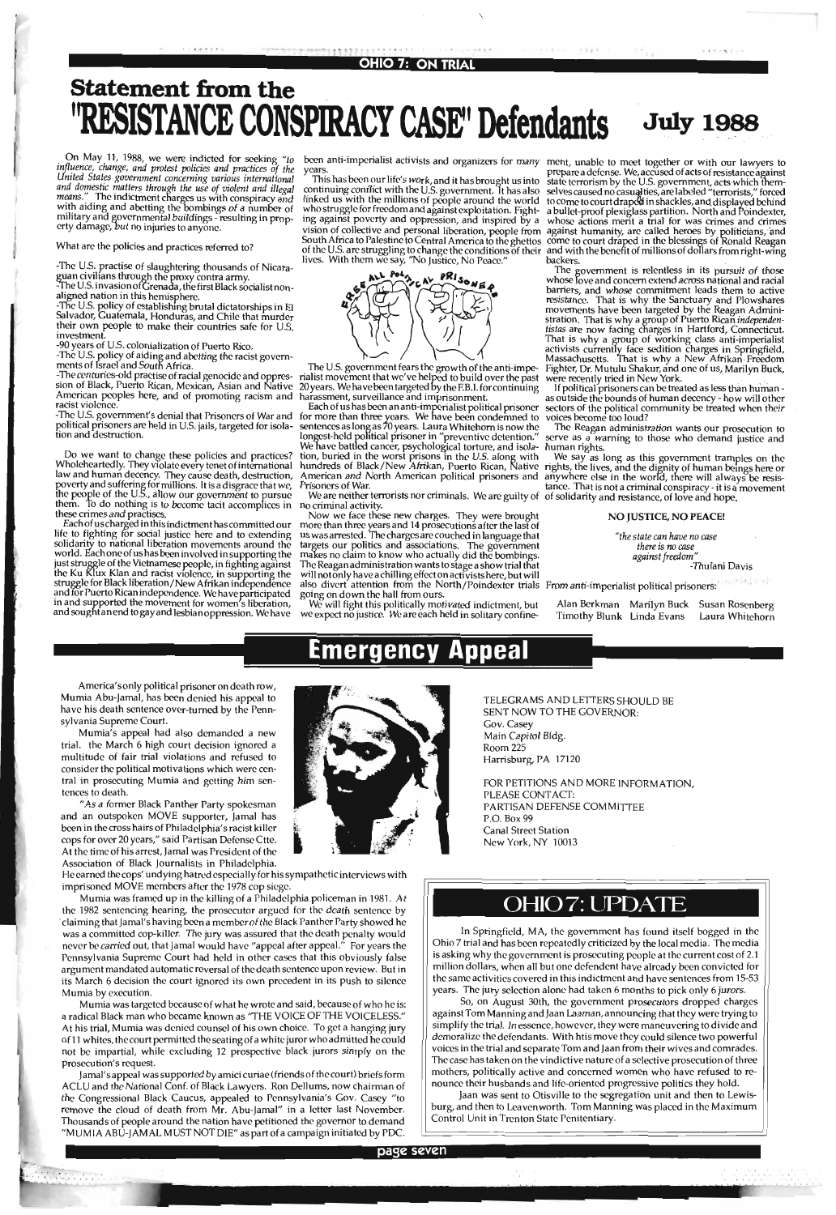OHIO 7: ON TRIAL

# Statement from the "RESISTANCE CONSPIRACY CASE" Defendants

**July 1988**

On May 11, 1988, we were indicted for seeking *"to influence, change, and protest policies and practices of the United States government concerning various international and domestic matters through the use of violent and illegal means."* The indictment charges us with conspiracy and with aiding and abetting the bombings of a number of military and governmental buildings - resulting in property damage, but no injuries to anyone.

What are the policies and practices referred to?

-The U.S. practise of slaughtering thousands of Nicaraguan civilians through the proxy contra army.
-The U.S. invasion of Grenada, the first Black socialist non-aligned nation in this hemisphere.
-The U.S. policy of establishing brutal dictatorships in El Salvador, Guatemala, Honduras, and Chile that murder their own people to make their countries safe for U.S. investment.
-90 years of U.S. colonialization of Puerto Rico.
-The U.S. policy of aiding and abetting the racist governments of Israel and South Africa.
-The centuries-old practise of racial genocide and oppression of Black, Puerto Rican, Mexican, Asian and Native American peoples here, and of promoting racism and racist violence.
-The U.S. government's denial that Prisoners of War and political prisoners are held in U.S. jails, targeted for isolation and destruction.

Do we want to change these policies and practices? Wholeheartedly. They violate every tenet of international law and human decency. They cause death, destruction, poverty and suffering for millions. It is a disgrace that we, the people of the U.S., allow our government to pursue them. To do nothing is to become tacit accomplices in these crimes and practices.

Each of us charged in this indictment has committed our life to fighting for social justice here and to extending solidarity to national liberation movements around the world. Each one of us has been involved in supporting the just struggle of the Vietnamese people, in fighting against the Ku Klux Klan and racist violence, in supporting the struggle for Black liberation/New Afrikan independence and for Puerto Rican independence. We have participated in and supported the movement for women's liberation, and sought an end to gay and lesbian oppression. We have been anti-imperialist activists and organizers for many years.

This has been our life's work, and it has brought us into continuing conflict with the U.S. government. It has also linked us with the millions of people around the world who struggle for freedom and against exploitation. Fighting against poverty and oppression, and inspired by a vision of collective and personal liberation, people from South Africa to Palestine to Central America to the ghettos of the U.S. are struggling to change the conditions of their lives. With them we say, "No Justice, No Peace."

The U.S. government fears the growth of the anti-imperialist movement that we've helped to build over the past 20 years. We have been targeted by the F.B.I. for continuing harassment, surveillance and imprisonment.

Each of us has been an anti-imperialist political prisoner for more than three years. We have been condemned to sentences as long as 70 years. Laura Whitehorn is now the longest-held political prisoner in "preventive detention." We have battled cancer, psychological torture, and isolation, buried in the worst prisons in the U.S. along with hundreds of Black/New Afrikan, Puerto Rican, Native American and North American political prisoners and Prisoners of War.

We are neither terrorists nor criminals. We are guilty of no criminal activity.

Now we face these new charges. They were brought more than three years and 14 prosecutions after the last of us was arrested. The charges are couched in language that targets our politics and associations. The government makes no claim to know who actually did the bombings. The Reagan administration wants to stage a show trial that will not only have a chilling effect on activists here, but will also divert attention from the North/Poindexter trials going on down the hall from ours.

We will fight this politically motivated indictment, but we expect no justice. We are each held in solitary confinement, unable to meet together or with our lawyers to prepare a defense. We, accused of acts of resistance against state terrorism by the U.S. government, acts which themselves caused no casualties, are labeled "terrorists," forced to come to court draped in shackles, and displayed behind a bullet-proof plexiglass partition. North and Poindexter, whose actions merit a trial for was crimes and crimes against humanity, are called heroes by politicians, and come to court draped in the blessings of Ronald Reagan and with the benefit of millions of dollars from right-wing backers.

The government is relentless in its pursuit of those whose love and concern extend across national and racial barriers, and whose commitment leads them to active resistance. That is why the Sanctuary and Plowshares movements have been targeted by the Reagan Administration. That is why a group of Puerto Rican *independentistas* are now facing charges in Hartford, Connecticut. That is why a group of working class anti-imperialist activists currently face sedition charges in Springfield, Massachusetts. That is why a New Afrikan Freedom Fighter, Dr. Mutulu Shakur, and one of us, Marilyn Buck, were recently tried in New York.

If political prisoners can be treated as less than human - as outside the bounds of human decency - how will other sectors of the political community be treated when their voices become too loud?

The Reagan administration wants our prosecution to serve as a warning to those who demand justice and human rights.

We say as long as this government tramples on the rights, the lives, and the dignity of human beings here or anywhere else in the world, there will always be resistance. That is not a criminal conspiracy - it is a movement of solidarity and resistance, of love and hope.

**NO JUSTICE, NO PEACE!**

*"the state can have no case*
*there is no case*
*against freedom"*
-Thulani Davis

From anti-imperialist political prisoners:

Alan Berkman, Marilyn Buck, Susan Rosenberg, Timothy Blunk, Linda Evans, Laura Whitehorn

# Emergency Appeal

America's only political prisoner on death row, Mumia Abu-Jamal, has been denied his appeal to have his death sentence over-turned by the Pennsylvania Supreme Court.

Mumia's appeal had also demanded a new trial. the March 6 high court decision ignored a multitude of fair trial violations and refused to consider the political motivations which were central in prosecuting Mumia and getting him sentences to death.

"As a former Black Panther Party spokesman and an outspoken MOVE supporter, Jamal has been in the cross hairs of Philadelphia's racist killer cops for over 20 years," said Partisan Defense Ctte. At the time of his arrest, Jamal was President of the Association of Black Journalists in Philadelphia. He earned the cops' undying hatred especially for his sympathetic interviews with imprisoned MOVE members after the 1978 cop siege.

Mumia was framed up in the killing of a Philadelphia policeman in 1981. At the 1982 sentencing hearing, the prosecutor argued for the death sentence by claiming that Jamal's having been a member of the Black Panther Party showed he was a committed cop-killer. The jury was assured that the death penalty would never be carried out, that Jamal would have "appeal after appeal." For years the Pennsylvania Supreme Court had held in other cases that this obviously false argument mandated automatic reversal of the death sentence upon review. But in its March 6 decision the court ignored its own precedent in its push to silence Mumia by execution.

Mumia was targeted because of what he wrote and said, because of who he is: a radical Black man who became known as "THE VOICE OF THE VOICELESS." At his trial, Mumia was denied counsel of his own choice. To get a hanging jury of 11 whites, the court permitted the seating of a white juror who admitted he could not be impartial, while excluding 12 prospective black jurors simply on the prosecution's request.

Jamal's appeal was supported by amici curiae (friends of the court) briefs form ACLU and the National Conf. of Black Lawyers. Ron Dellums, now chairman of the Congressional Black Caucus, appealed to Pennsylvania's Gov. Casey "to remove the cloud of death from Mr. Abu-Jamal" in a letter last November. Thousands of people around the nation have petitioned the governor to demand "MUMIA ABU-JAMAL MUST NOT DIE" as part of a campaign initiated by PDC.

TELEGRAMS AND LETTERS SHOULD BE SENT NOW TO THE GOVERNOR:
Gov. Casey
Main Capitol Bldg.
Room 225
Harrisburg, PA 17120

FOR PETITIONS AND MORE INFORMATION, PLEASE CONTACT:
PARTISAN DEFENSE COMMITTEE
P.O. Box 99
Canal Street Station
New York, NY 10013

# OHIO 7: UPDATE

In Springfield, MA, the government has found itself bogged in the Ohio 7 trial and has been repeatedly criticized by the local media. The media is asking why the government is prosecuting people at the current cost of 2.1 million dollars, when all but one defendent have already been convicted for the same activities covered in this indictment and have sentences from 15-53 years. The jury selection alone had taken 6 months to pick only 6 jurors.

So, on August 30th, the government prosecutors dropped charges against Tom Manning and Jaan Laaman, announcing that they were trying to simplify the trial. In essence, however, they were maneuvering to divide and demoralize the defendants. With htis move they could silence two powerful voices in the trial and separate Tom and Jaan from their wives and comrades. The case has taken on the vindictive nature of a selective prosecution of three mothers, politically active and concerned women who have refused to renounce their husbands and life-oriented progressive politics they hold.

Jaan was sent to Otisville to the segregation unit and then to Lewisburg, and then to Leavenworth. Tom Manning was placed in the Maximum Control Unit in Trenton State Penitentiary.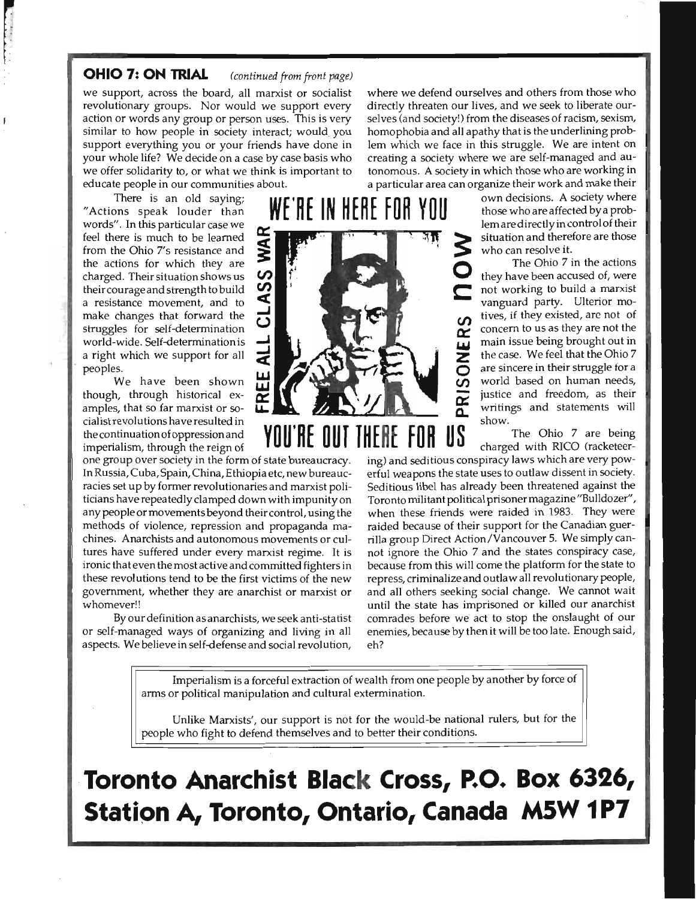## OHIO 7: ON TRIAL *(continued from front page)*

we support, across the board, all marxist or socialist revolutionary groups. Nor would we support every action or words any group or person uses. This is very similar to how people in society interact; would you support everything you or your friends have done in your whole life? We decide on a case by case basis who we offer solidarity to, or what we think is important to educate people in our communities about.

There is an old saying; "Actions speak louder than words". In this particular case we feel there is much to be learned from the Ohio 7's resistance and the actions for which they are charged. Their situation shows us their courage and strength to build a resistance movement, and to make changes that forward the struggles for self-determination world-wide. Self-determination is a right which we support for all peoples.

We have been shown though, through historical examples, that so far marxist or socialist revolutions have resulted in the continuation of oppression and imperialism, through the reign of one group over society in the form of state bureaucracy. In Russia, Cuba, Spain, China, Ethiopia etc, new bureaucracies set up by former revolutionaries and marxist politicians have repeatedly clamped down with impunity on any people or movements beyond their control, using the methods of violence, repression and propaganda machines. Anarchists and autonomous movements or cultures have suffered under every marxist regime. It is ironic that even the most active and committed fighters in these revolutions tend to be the first victims of the new government, whether they are anarchist or marxist or whomever!!

By our definition as anarchists, we seek anti-statist or self-managed ways of organizing and living in all aspects. We believe in self-defense and social revolution, where we defend ourselves and others from those who directly threaten our lives, and we seek to liberate ourselves (and society!) from the diseases of racism, sexism, homophobia and all apathy that is the underlining problem which we face in this struggle. We are intent on creating a society where we are self-managed and autonomous. A society in which those who are working in a particular area can organize their work and make their own decisions. A society where those who are affected by a problem are directly in control of their situation and therefore are those who can resolve it.

WE'RE IN HERE FOR YOU

FREE ALL CLASS WAR PRISONERS now

YOU'RE OUT THERE FOR US

The Ohio 7 in the actions they have been accused of, were not working to build a marxist vanguard party. Ulterior motives, if they existed, are not of concern to us as they are not the main issue being brought out in the case. We feel that the Ohio 7 are sincere in their struggle for a world based on human needs, justice and freedom, as their writings and statements will show.

The Ohio 7 are being charged with RICO (racketeering) and seditious conspiracy laws which are very powerful weapons the state uses to outlaw dissent in society. Seditious libel has already been threatened against the Toronto militant political prisoner magazine "Bulldozer", when these friends were raided in 1983. They were raided because of their support for the Canadian guerrilla group Direct Action/Vancouver 5. We simply cannot ignore the Ohio 7 and the states conspiracy case, because from this will come the platform for the state to repress, criminalize and outlaw all revolutionary people, and all others seeking social change. We cannot wait until the state has imprisoned or killed our anarchist comrades before we act to stop the onslaught of our enemies, because by then it will be too late. Enough said, eh?

> Imperialism is a forceful extraction of wealth from one people by another by force of arms or political manipulation and cultural extermination.
>
> Unlike Marxists', our support is not for the would-be national rulers, but for the people who fight to defend themselves and to better their conditions.

# Toronto Anarchist Black Cross, P.O. Box 6326, Station A, Toronto, Ontario, Canada M5W 1P7